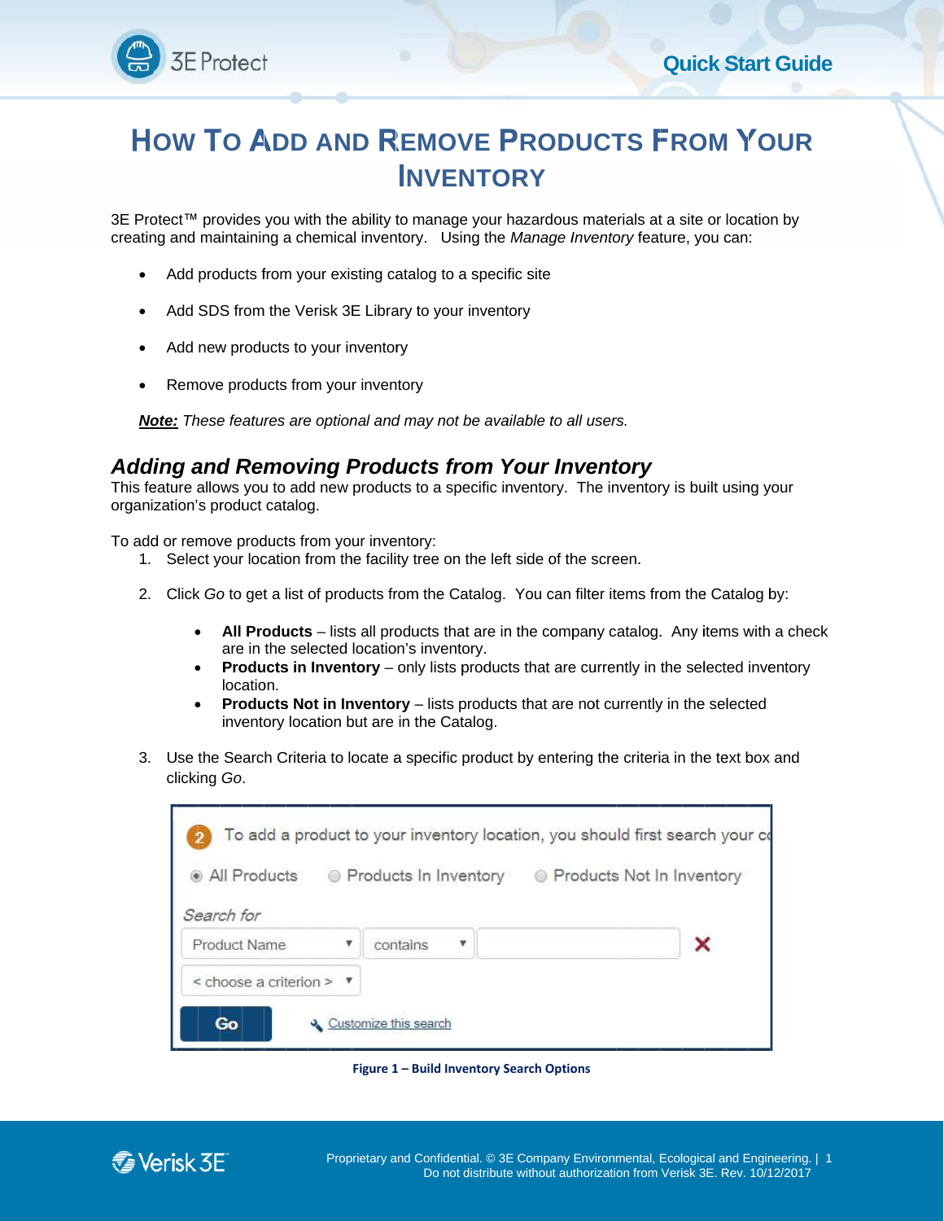# How To Add and Remove Products From Your Inventory

3E Protect™ provides you with the ability to manage your hazardous materials at a site or location by creating and maintaining a chemical inventory. Using the *Manage Inventory* feature, you can:

- Add products from your existing catalog to a specific site
- Add SDS from the Verisk 3E Library to your inventory
- Add new products to your inventory
- Remove products from your inventory

***Note:*** *These features are optional and may not be available to all users.*

## *Adding and Removing Products from Your Inventory*

This feature allows you to add new products to a specific inventory. The inventory is built using your organization's product catalog.

To add or remove products from your inventory:

1. Select your location from the facility tree on the left side of the screen.

2. Click *Go* to get a list of products from the Catalog. You can filter items from the Catalog by:
   - **All Products** – lists all products that are in the company catalog. Any items with a check are in the selected location's inventory.
   - **Products in Inventory** – only lists products that are currently in the selected inventory location.
   - **Products Not in Inventory** – lists products that are not currently in the selected inventory location but are in the Catalog.

3. Use the Search Criteria to locate a specific product by entering the criteria in the text box and clicking *Go*.

**Figure 1 – Build Inventory Search Options**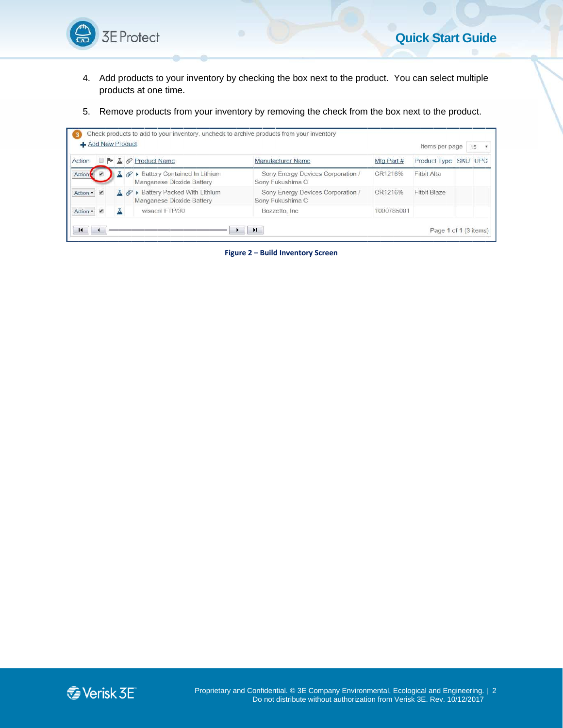4. Add products to your inventory by checking the box next to the product. You can select multiple products at one time.

5. Remove products from your inventory by removing the check from the box next to the product.

Check products to add to your inventory, uncheck to archive products from your inventory

+ Add New Product

Items per page 15

| Action | | | | | Product Name | Manufacturer Name | Mfg Part # | Product Type | SKU | UPC |
|---|---|---|---|---|---|---|---|---|---|---|
| Action | ✔ | | | | Battery Contained In Lithium Manganese Dioxide Battery | Sony Energy Devices Corporation / Sony Fukushima C | CR1216% | Fitbit Alta | | |
| Action | ✔ | | | | Battery Packed With Lithium Manganese Dioxide Battery | Sony Energy Devices Corporation / Sony Fukushima C | CR1216% | Fitbit Blaze | | |
| Action | ✔ | | | | wisacril FTP/30 | Bozzetto, Inc | 1000785001 | | | |

Page 1 of 1 (3 items)

**Figure 2 – Build Inventory Screen**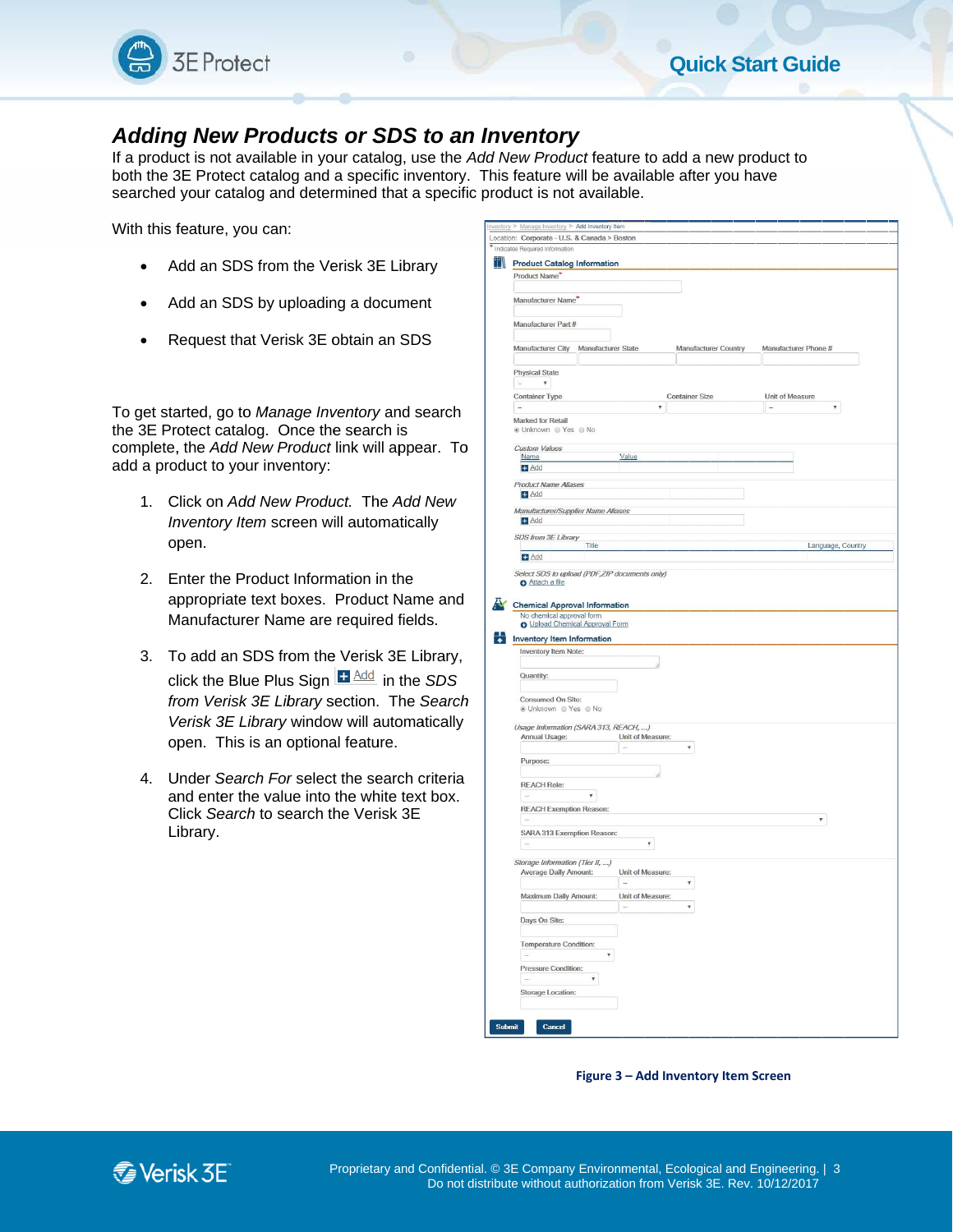## *Adding New Products or SDS to an Inventory*

If a product is not available in your catalog, use the *Add New Product* feature to add a new product to both the 3E Protect catalog and a specific inventory. This feature will be available after you have searched your catalog and determined that a specific product is not available.

With this feature, you can:

- Add an SDS from the Verisk 3E Library
- Add an SDS by uploading a document
- Request that Verisk 3E obtain an SDS

To get started, go to *Manage Inventory* and search the 3E Protect catalog. Once the search is complete, the *Add New Product* link will appear. To add a product to your inventory:

1. Click on *Add New Product.* The *Add New Inventory Item* screen will automatically open.
2. Enter the Product Information in the appropriate text boxes. Product Name and Manufacturer Name are required fields.
3. To add an SDS from the Verisk 3E Library, click the Blue Plus Sign **+ Add** in the *SDS from Verisk 3E Library* section. The *Search Verisk 3E Library* window will automatically open. This is an optional feature.
4. Under *Search For* select the search criteria and enter the value into the white text box. Click *Search* to search the Verisk 3E Library.

**Figure 3 – Add Inventory Item Screen**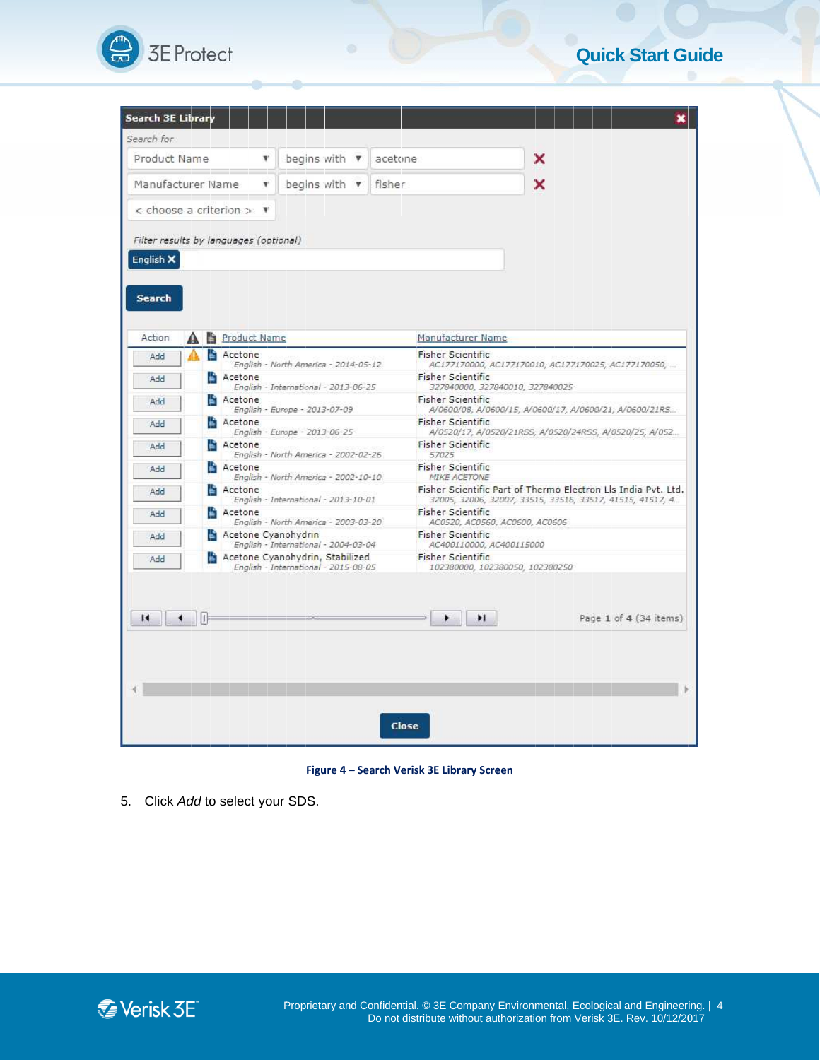**Search 3E Library**

*Search for*

| Criterion | Operator | Value |
| --- | --- | --- |
| Product Name | begins with | acetone |
| Manufacturer Name | begins with | fisher |
| < choose a criterion > | | |

*Filter results by languages (optional)*

English ✕

**Search**

| Action | ⚠ | 📄 | Product Name | Manufacturer Name |
| --- | --- | --- | --- | --- |
| Add | ⚠ | 📄 | Acetone<br>*English - North America - 2014-05-12* | Fisher Scientific<br>*AC177170000, AC177170010, AC177170025, AC177170050, ...* |
| Add | | 📄 | Acetone<br>*English - International - 2013-06-25* | Fisher Scientific<br>*327840000, 327840010, 327840025* |
| Add | | 📄 | Acetone<br>*English - Europe - 2013-07-09* | Fisher Scientific<br>*A/0600/08, A/0600/15, A/0600/17, A/0600/21, A/0600/21RS...* |
| Add | | 📄 | Acetone<br>*English - Europe - 2013-06-25* | Fisher Scientific<br>*A/0520/17, A/0520/21RSS, A/0520/24RSS, A/0520/25, A/052...* |
| Add | | 📄 | Acetone<br>*English - North America - 2002-02-26* | Fisher Scientific<br>*57025* |
| Add | | 📄 | Acetone<br>*English - North America - 2002-10-10* | Fisher Scientific<br>*MIKE ACETONE* |
| Add | | 📄 | Acetone<br>*English - International - 2013-10-01* | Fisher Scientific Part of Thermo Electron Lls India Pvt. Ltd.<br>*32005, 32006, 32007, 33515, 33516, 33517, 41515, 41517, 4...* |
| Add | | 📄 | Acetone<br>*English - North America - 2003-03-20* | Fisher Scientific<br>*AC0520, AC0560, AC0600, AC0606* |
| Add | | 📄 | Acetone Cyanohydrin<br>*English - International - 2004-03-04* | Fisher Scientific<br>*AC400110000, AC400115000* |
| Add | | 📄 | Acetone Cyanohydrin, Stabilized<br>*English - International - 2015-08-05* | Fisher Scientific<br>*102380000, 102380050, 102380250* |

Page 1 of 4 (34 items)

**Close**

**Figure 4 – Search Verisk 3E Library Screen**

5. Click *Add* to select your SDS.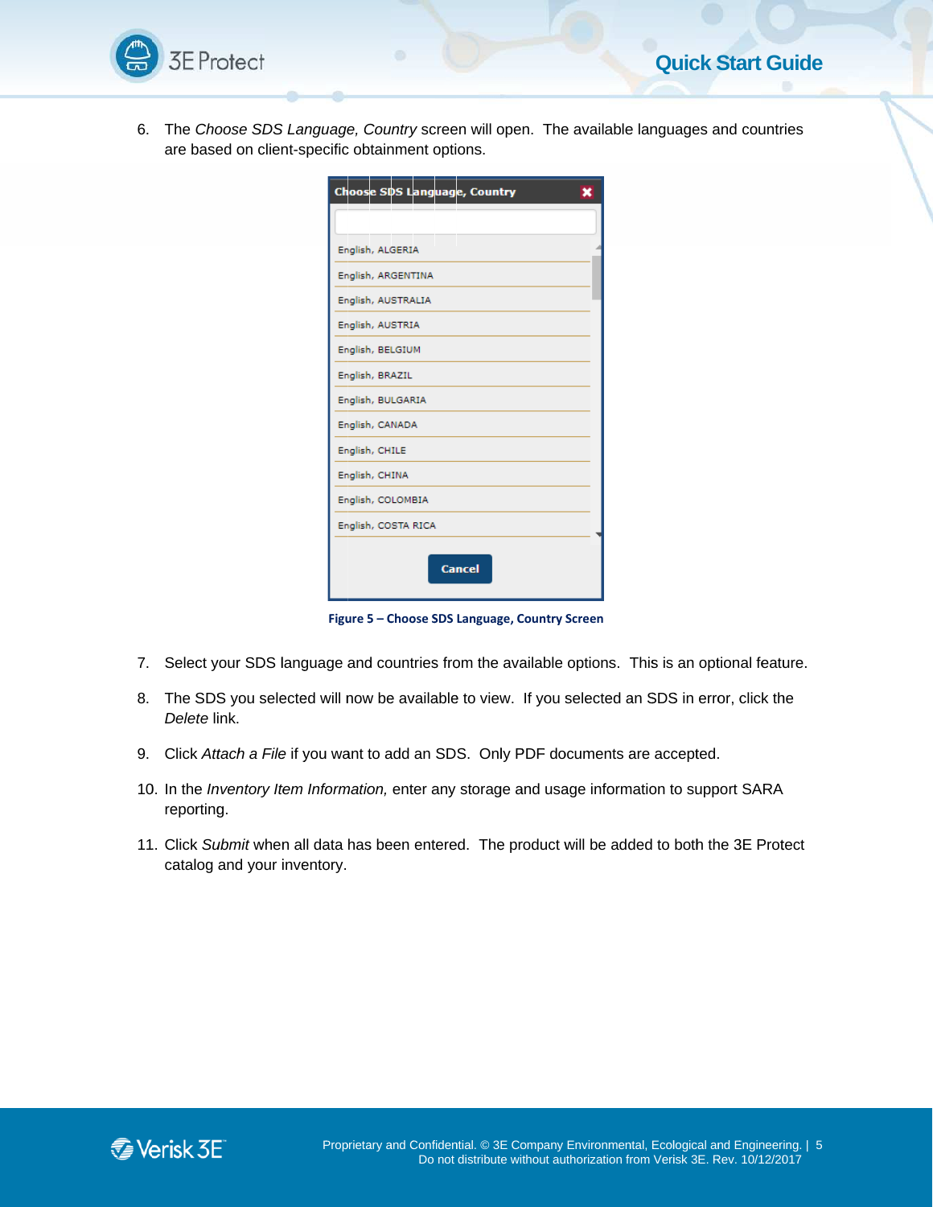6. The *Choose SDS Language, Country* screen will open. The available languages and countries are based on client-specific obtainment options.

Figure 5 – Choose SDS Language, Country Screen

7. Select your SDS language and countries from the available options. This is an optional feature.

8. The SDS you selected will now be available to view. If you selected an SDS in error, click the *Delete* link.

9. Click *Attach a File* if you want to add an SDS. Only PDF documents are accepted.

10. In the *Inventory Item Information,* enter any storage and usage information to support SARA reporting.

11. Click *Submit* when all data has been entered. The product will be added to both the 3E Protect catalog and your inventory.